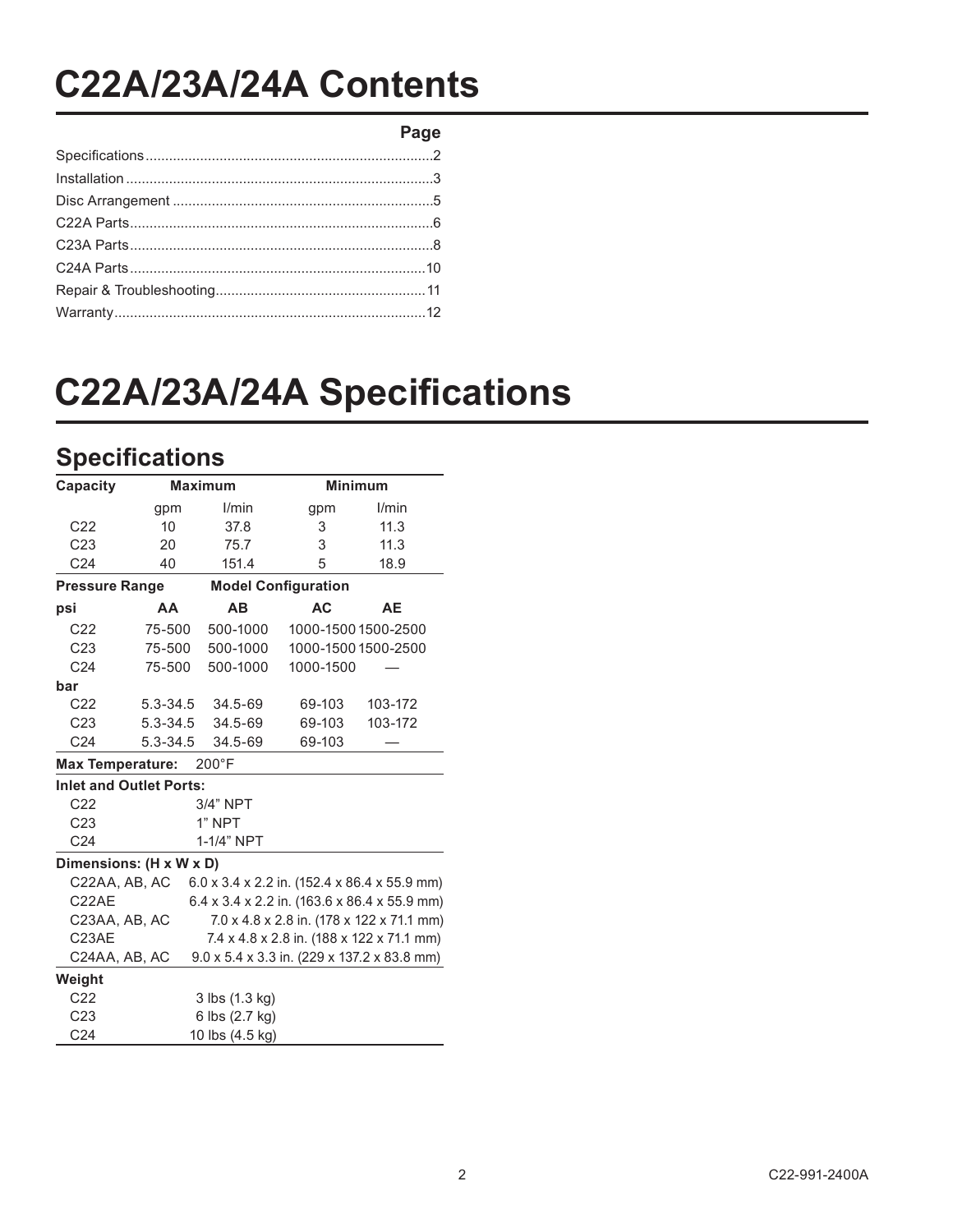# C22A/23A/24A Contents

| | Page |
|---|---|
| Specifications | 2 |
| Installation | 3 |
| Disc Arrangement | 5 |
| C22A Parts | 6 |
| C23A Parts | 8 |
| C24A Parts | 10 |
| Repair & Troubleshooting | 11 |
| Warranty | 12 |

# C22A/23A/24A Specifications

## Specifications

| **Capacity** | **Maximum** | | **Minimum** | |
|---|---|---|---|---|
| | gpm | l/min | gpm | l/min |
| C22 | 10 | 37.8 | 3 | 11.3 |
| C23 | 20 | 75.7 | 3 | 11.3 |
| C24 | 40 | 151.4 | 5 | 18.9 |
| **Pressure Range** | **Model Configuration** | | | |
| **psi** | **AA** | **AB** | **AC** | **AE** |
| C22 | 75-500 | 500-1000 | 1000-1500 | 1500-2500 |
| C23 | 75-500 | 500-1000 | 1000-1500 | 1500-2500 |
| C24 | 75-500 | 500-1000 | 1000-1500 | — |
| **bar** | | | | |
| C22 | 5.3-34.5 | 34.5-69 | 69-103 | 103-172 |
| C23 | 5.3-34.5 | 34.5-69 | 69-103 | 103-172 |
| C24 | 5.3-34.5 | 34.5-69 | 69-103 | — |
| **Max Temperature:** | 200°F | | | |
| **Inlet and Outlet Ports:** | | | | |
| C22 | 3/4" NPT | | | |
| C23 | 1" NPT | | | |
| C24 | 1-1/4" NPT | | | |
| **Dimensions: (H x W x D)** | | | | |
| C22AA, AB, AC | 6.0 x 3.4 x 2.2 in. (152.4 x 86.4 x 55.9 mm) | | | |
| C22AE | 6.4 x 3.4 x 2.2 in. (163.6 x 86.4 x 55.9 mm) | | | |
| C23AA, AB, AC | 7.0 x 4.8 x 2.8 in. (178 x 122 x 71.1 mm) | | | |
| C23AE | 7.4 x 4.8 x 2.8 in. (188 x 122 x 71.1 mm) | | | |
| C24AA, AB, AC | 9.0 x 5.4 x 3.3 in. (229 x 137.2 x 83.8 mm) | | | |
| **Weight** | | | | |
| C22 | 3 lbs (1.3 kg) | | | |
| C23 | 6 lbs (2.7 kg) | | | |
| C24 | 10 lbs (4.5 kg) | | | |

C22-991-2400A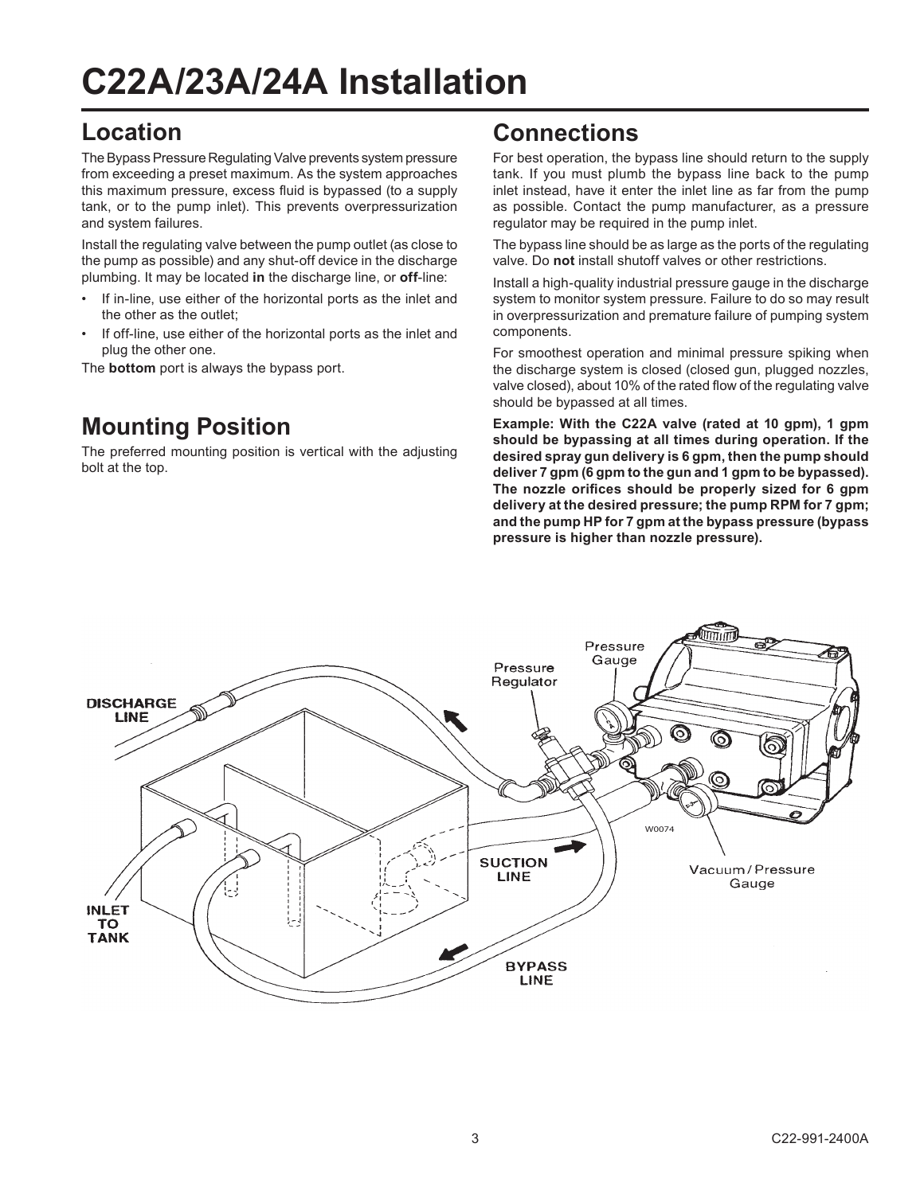# C22A/23A/24A Installation

## Location

The Bypass Pressure Regulating Valve prevents system pressure from exceeding a preset maximum. As the system approaches this maximum pressure, excess fluid is bypassed (to a supply tank, or to the pump inlet). This prevents overpressurization and system failures.

Install the regulating valve between the pump outlet (as close to the pump as possible) and any shut-off device in the discharge plumbing. It may be located **in** the discharge line, or **off**-line:

- If in-line, use either of the horizontal ports as the inlet and the other as the outlet;
- If off-line, use either of the horizontal ports as the inlet and plug the other one.

The **bottom** port is always the bypass port.

## Mounting Position

The preferred mounting position is vertical with the adjusting bolt at the top.

## Connections

For best operation, the bypass line should return to the supply tank. If you must plumb the bypass line back to the pump inlet instead, have it enter the inlet line as far from the pump as possible. Contact the pump manufacturer, as a pressure regulator may be required in the pump inlet.

The bypass line should be as large as the ports of the regulating valve. Do **not** install shutoff valves or other restrictions.

Install a high-quality industrial pressure gauge in the discharge system to monitor system pressure. Failure to do so may result in overpressurization and premature failure of pumping system components.

For smoothest operation and minimal pressure spiking when the discharge system is closed (closed gun, plugged nozzles, valve closed), about 10% of the rated flow of the regulating valve should be bypassed at all times.

**Example: With the C22A valve (rated at 10 gpm), 1 gpm should be bypassing at all times during operation. If the desired spray gun delivery is 6 gpm, then the pump should deliver 7 gpm (6 gpm to the gun and 1 gpm to be bypassed). The nozzle orifices should be properly sized for 6 gpm delivery at the desired pressure; the pump RPM for 7 gpm; and the pump HP for 7 gpm at the bypass pressure (bypass pressure is higher than nozzle pressure).**

DISCHARGE LINE · Pressure Regulator · Pressure Gauge · SUCTION LINE · Vacuum/Pressure Gauge · INLET TO TANK · BYPASS LINE · W0074

C22-991-2400A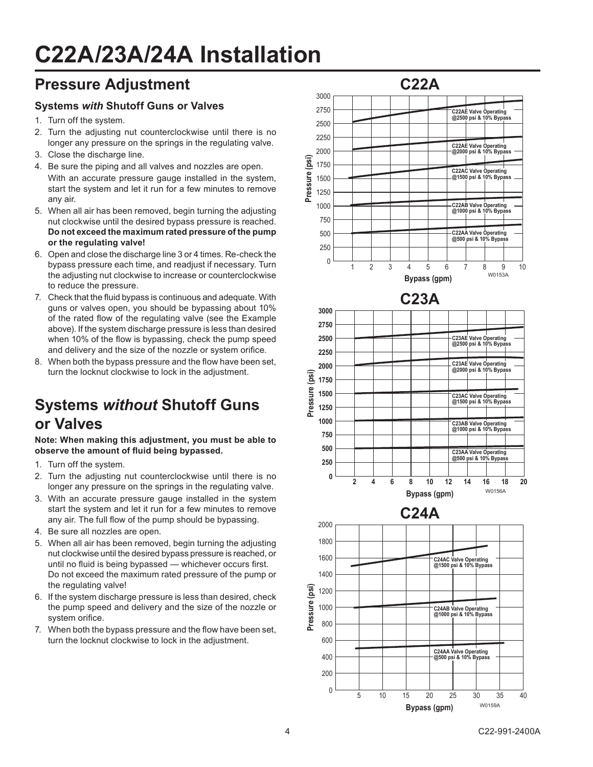# C22A/23A/24A Installation

## Pressure Adjustment

### Systems *with* Shutoff Guns or Valves

1. Turn off the system.
2. Turn the adjusting nut counterclockwise until there is no longer any pressure on the springs in the regulating valve.
3. Close the discharge line.
4. Be sure the piping and all valves and nozzles are open. With an accurate pressure gauge installed in the system, start the system and let it run for a few minutes to remove any air.
5. When all air has been removed, begin turning the adjusting nut clockwise until the desired bypass pressure is reached. **Do not exceed the maximum rated pressure of the pump or the regulating valve!**
6. Open and close the discharge line 3 or 4 times. Re-check the bypass pressure each time, and readjust if necessary. Turn the adjusting nut clockwise to increase or counterclockwise to reduce the pressure.
7. Check that the fluid bypass is continuous and adequate. With guns or valves open, you should be bypassing about 10% of the rated flow of the regulating valve (see the Example above). If the system discharge pressure is less than desired when 10% of the flow is bypassing, check the pump speed and delivery and the size of the nozzle or system orifice.
8. When both the bypass pressure and the flow have been set, turn the locknut clockwise to lock in the adjustment.

## Systems *without* Shutoff Guns or Valves

**Note: When making this adjustment, you must be able to observe the amount of fluid being bypassed.**

1. Turn off the system.
2. Turn the adjusting nut counterclockwise until there is no longer any pressure on the springs in the regulating valve.
3. With an accurate pressure gauge installed in the system start the system and let it run for a few minutes to remove any air. The full flow of the pump should be bypassing.
4. Be sure all nozzles are open.
5. When all air has been removed, begin turning the adjusting nut clockwise until the desired bypass pressure is reached, or until no fluid is being bypassed — whichever occurs first. Do not exceed the maximum rated pressure of the pump or the regulating valve!
6. If the system discharge pressure is less than desired, check the pump speed and delivery and the size of the nozzle or system orifice.
7. When both the bypass pressure and the flow have been set, turn the locknut clockwise to lock in the adjustment.

**C22A**

Pressure (psi) vs. Bypass (gpm)
- C22AE Valve Operating @2500 psi & 10% Bypass
- C22AE Valve Operating @2000 psi & 10% Bypass
- C22AC Valve Operating @1500 psi & 10% Bypass
- C22AB Valve Operating @1000 psi & 10% Bypass
- C22AA Valve Operating @500 psi & 10% Bypass

W0153A

**C23A**

Pressure (psi) vs. Bypass (gpm)
- C23AE Valve Operating @2500 psi & 10% Bypass
- C23AE Valve Operating @2000 psi & 10% Bypass
- C23AC Valve Operating @1500 psi & 10% Bypass
- C23AB Valve Operating @1000 psi & 10% Bypass
- C23AA Valve Operating @500 psi & 10% Bypass

W0156A

**C24A**

Pressure (psi) vs. Bypass (gpm)
- C24AC Valve Operating @1500 psi & 10% Bypass
- C24AB Valve Operating @1000 psi & 10% Bypass
- C24AA Valve Operating @500 psi & 10% Bypass

W0159A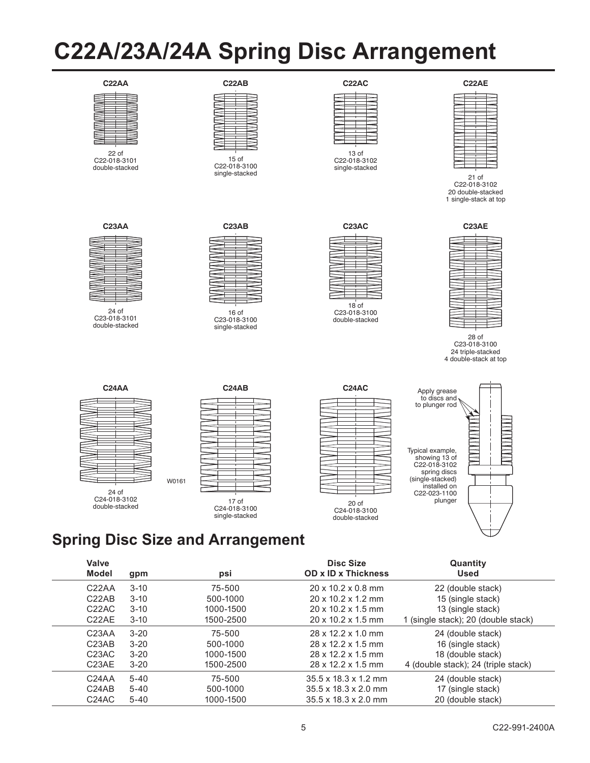# C22A/23A/24A Spring Disc Arrangement

C22AA

22 of
C22-018-3101
double-stacked

C22AB

15 of
C22-018-3100
single-stacked

C22AC

13 of
C22-018-3102
single-stacked

C22AE

21 of
C22-018-3102
20 double-stacked
1 single-stack at top

C23AA

24 of
C23-018-3101
double-stacked

C23AB

16 of
C23-018-3100
single-stacked

C23AC

18 of
C23-018-3100
double-stacked

C23AE

28 of
C23-018-3100
24 triple-stacked
4 double-stack at top

C24AA

24 of
C24-018-3102
double-stacked

C24AB

17 of
C24-018-3100
single-stacked

W0161

C24AC

20 of
C24-018-3100
double-stacked

Apply grease to discs and to plunger rod

Typical example, showing 13 of C22-018-3102 spring discs (single-stacked) installed on C22-023-1100 plunger

## Spring Disc Size and Arrangement

| Valve Model | gpm | psi | Disc Size OD x ID x Thickness | Quantity Used |
|---|---|---|---|---|
| C22AA | 3-10 | 75-500 | 20 x 10.2 x 0.8 mm | 22 (double stack) |
| C22AB | 3-10 | 500-1000 | 20 x 10.2 x 1.2 mm | 15 (single stack) |
| C22AC | 3-10 | 1000-1500 | 20 x 10.2 x 1.5 mm | 13 (single stack) |
| C22AE | 3-10 | 1500-2500 | 20 x 10.2 x 1.5 mm | 1 (single stack); 20 (double stack) |
| C23AA | 3-20 | 75-500 | 28 x 12.2 x 1.0 mm | 24 (double stack) |
| C23AB | 3-20 | 500-1000 | 28 x 12.2 x 1.5 mm | 16 (single stack) |
| C23AC | 3-20 | 1000-1500 | 28 x 12.2 x 1.5 mm | 18 (double stack) |
| C23AE | 3-20 | 1500-2500 | 28 x 12.2 x 1.5 mm | 4 (double stack); 24 (triple stack) |
| C24AA | 5-40 | 75-500 | 35.5 x 18.3 x 1.2 mm | 24 (double stack) |
| C24AB | 5-40 | 500-1000 | 35.5 x 18.3 x 2.0 mm | 17 (single stack) |
| C24AC | 5-40 | 1000-1500 | 35.5 x 18.3 x 2.0 mm | 20 (double stack) |